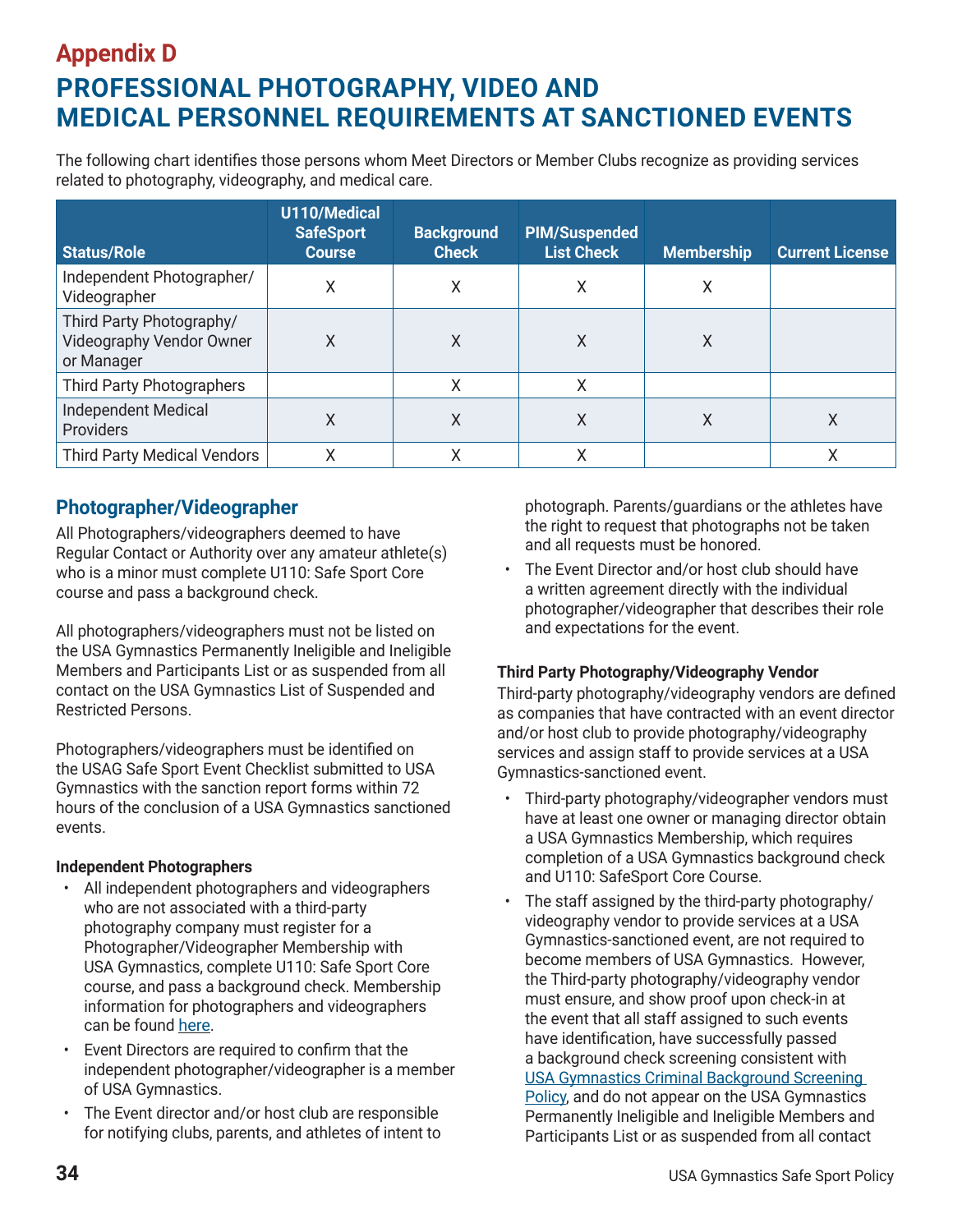# Appendix D

# PROFESSIONAL PHOTOGRAPHY, VIDEO AND MEDICAL PERSONNEL REQUIREMENTS AT SANCTIONED EVENTS

The following chart identifies those persons whom Meet Directors or Member Clubs recognize as providing services related to photography, videography, and medical care.

| Status/Role | U110/Medical SafeSport Course | Background Check | PIM/Suspended List Check | Membership | Current License |
|---|---|---|---|---|---|
| Independent Photographer/ Videographer | X | X | X | X | |
| Third Party Photography/ Videography Vendor Owner or Manager | X | X | X | X | |
| Third Party Photographers | | X | X | | |
| Independent Medical Providers | X | X | X | X | X |
| Third Party Medical Vendors | X | X | X | | X |

## Photographer/Videographer

All Photographers/videographers deemed to have Regular Contact or Authority over any amateur athlete(s) who is a minor must complete U110: Safe Sport Core course and pass a background check.

All photographers/videographers must not be listed on the USA Gymnastics Permanently Ineligible and Ineligible Members and Participants List or as suspended from all contact on the USA Gymnastics List of Suspended and Restricted Persons.

Photographers/videographers must be identified on the USAG Safe Sport Event Checklist submitted to USA Gymnastics with the sanction report forms within 72 hours of the conclusion of a USA Gymnastics sanctioned events.

**Independent Photographers**

- All independent photographers and videographers who are not associated with a third-party photography company must register for a Photographer/Videographer Membership with USA Gymnastics, complete U110: Safe Sport Core course, and pass a background check. Membership information for photographers and videographers can be found here.
- Event Directors are required to confirm that the independent photographer/videographer is a member of USA Gymnastics.
- The Event director and/or host club are responsible for notifying clubs, parents, and athletes of intent to photograph. Parents/guardians or the athletes have the right to request that photographs not be taken and all requests must be honored.
- The Event Director and/or host club should have a written agreement directly with the individual photographer/videographer that describes their role and expectations for the event.

**Third Party Photography/Videography Vendor**

Third-party photography/videography vendors are defined as companies that have contracted with an event director and/or host club to provide photography/videography services and assign staff to provide services at a USA Gymnastics-sanctioned event.

- Third-party photography/videographer vendors must have at least one owner or managing director obtain a USA Gymnastics Membership, which requires completion of a USA Gymnastics background check and U110: SafeSport Core Course.
- The staff assigned by the third-party photography/videography vendor to provide services at a USA Gymnastics-sanctioned event, are not required to become members of USA Gymnastics. However, the Third-party photography/videography vendor must ensure, and show proof upon check-in at the event that all staff assigned to such events have identification, have successfully passed a background check screening consistent with USA Gymnastics Criminal Background Screening Policy, and do not appear on the USA Gymnastics Permanently Ineligible and Ineligible Members and Participants List or as suspended from all contact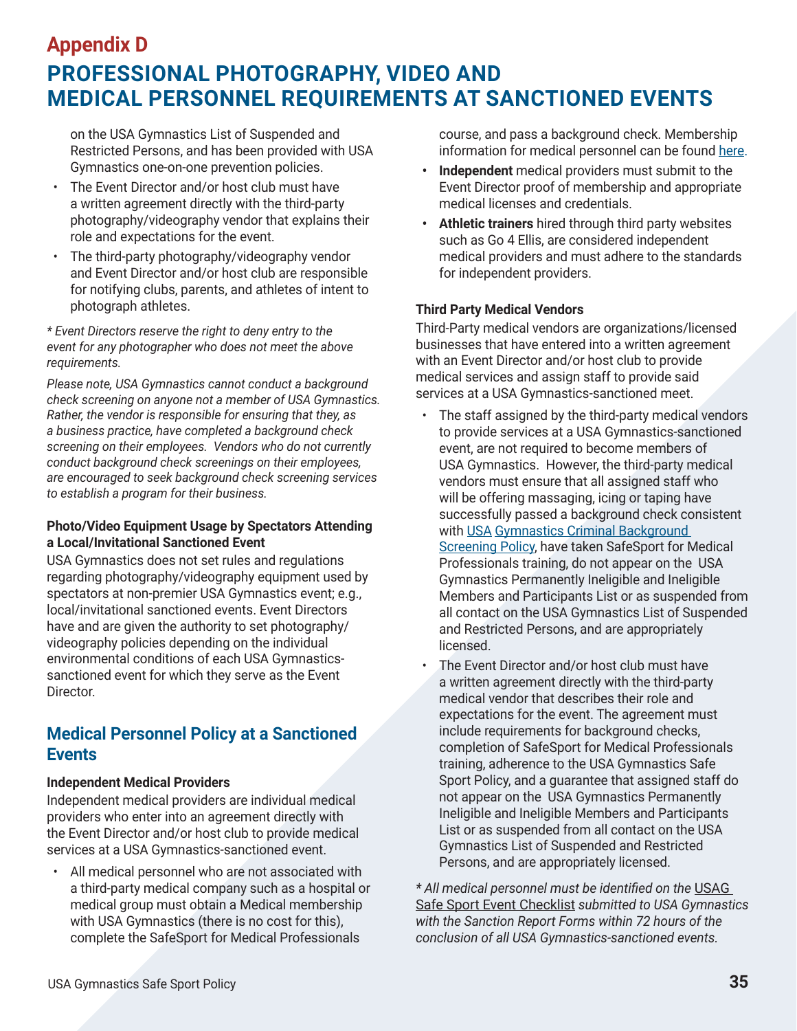# Appendix D

# PROFESSIONAL PHOTOGRAPHY, VIDEO AND MEDICAL PERSONNEL REQUIREMENTS AT SANCTIONED EVENTS

on the USA Gymnastics List of Suspended and Restricted Persons, and has been provided with USA Gymnastics one-on-one prevention policies.

- The Event Director and/or host club must have a written agreement directly with the third-party photography/videography vendor that explains their role and expectations for the event.
- The third-party photography/videography vendor and Event Director and/or host club are responsible for notifying clubs, parents, and athletes of intent to photograph athletes.

*\* Event Directors reserve the right to deny entry to the event for any photographer who does not meet the above requirements.*

*Please note, USA Gymnastics cannot conduct a background check screening on anyone not a member of USA Gymnastics. Rather, the vendor is responsible for ensuring that they, as a business practice, have completed a background check screening on their employees. Vendors who do not currently conduct background check screenings on their employees, are encouraged to seek background check screening services to establish a program for their business.*

**Photo/Video Equipment Usage by Spectators Attending a Local/Invitational Sanctioned Event**

USA Gymnastics does not set rules and regulations regarding photography/videography equipment used by spectators at non-premier USA Gymnastics event; e.g., local/invitational sanctioned events. Event Directors have and are given the authority to set photography/videography policies depending on the individual environmental conditions of each USA Gymnastics-sanctioned event for which they serve as the Event Director.

## Medical Personnel Policy at a Sanctioned Events

**Independent Medical Providers**

Independent medical providers are individual medical providers who enter into an agreement directly with the Event Director and/or host club to provide medical services at a USA Gymnastics-sanctioned event.

- All medical personnel who are not associated with a third-party medical company such as a hospital or medical group must obtain a Medical membership with USA Gymnastics (there is no cost for this), complete the SafeSport for Medical Professionals course, and pass a background check. Membership information for medical personnel can be found here.
- **Independent** medical providers must submit to the Event Director proof of membership and appropriate medical licenses and credentials.
- **Athletic trainers** hired through third party websites such as Go 4 Ellis, are considered independent medical providers and must adhere to the standards for independent providers.

**Third Party Medical Vendors**

Third-Party medical vendors are organizations/licensed businesses that have entered into a written agreement with an Event Director and/or host club to provide medical services and assign staff to provide said services at a USA Gymnastics-sanctioned meet.

- The staff assigned by the third-party medical vendors to provide services at a USA Gymnastics-sanctioned event, are not required to become members of USA Gymnastics. However, the third-party medical vendors must ensure that all assigned staff who will be offering massaging, icing or taping have successfully passed a background check consistent with USA Gymnastics Criminal Background Screening Policy, have taken SafeSport for Medical Professionals training, do not appear on the USA Gymnastics Permanently Ineligible and Ineligible Members and Participants List or as suspended from all contact on the USA Gymnastics List of Suspended and Restricted Persons, and are appropriately licensed.
- The Event Director and/or host club must have a written agreement directly with the third-party medical vendor that describes their role and expectations for the event. The agreement must include requirements for background checks, completion of SafeSport for Medical Professionals training, adherence to the USA Gymnastics Safe Sport Policy, and a guarantee that assigned staff do not appear on the USA Gymnastics Permanently Ineligible and Ineligible Members and Participants List or as suspended from all contact on the USA Gymnastics List of Suspended and Restricted Persons, and are appropriately licensed.

*\* All medical personnel must be identified on the USAG Safe Sport Event Checklist submitted to USA Gymnastics with the Sanction Report Forms within 72 hours of the conclusion of all USA Gymnastics-sanctioned events.*